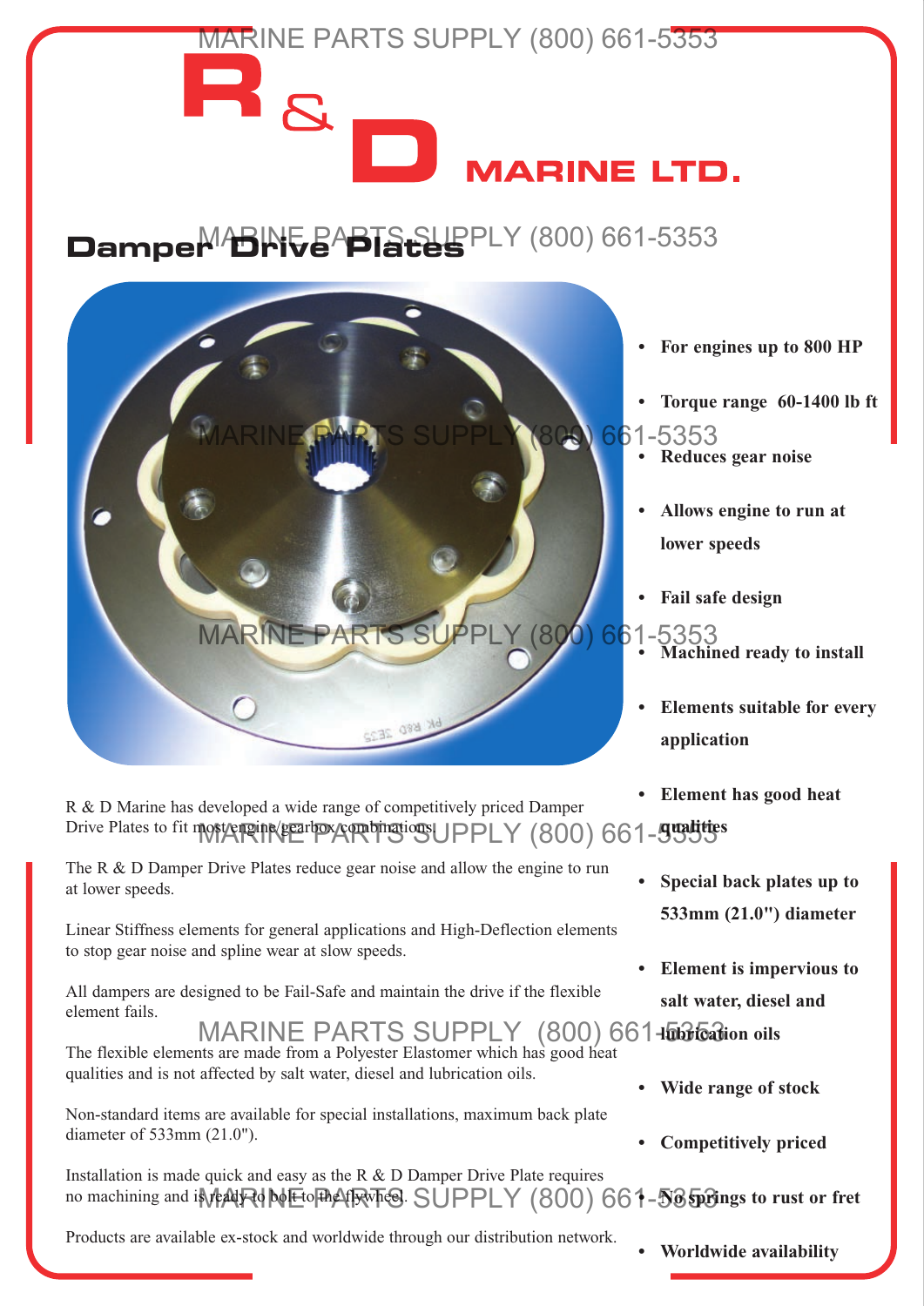# R & D MARINE LTD.

## Damper Drive Plates

- For engines up to 800 HP
- Torque range 60-1400 lb ft
- Reduces gear noise
- Allows engine to run at lower speeds
- Fail safe design
- Machined ready to install
- Elements suitable for every application
- Element has good heat qualities
- Special back plates up to 533mm (21.0") diameter
- Element is impervious to salt water, diesel and lubrication oils
- Wide range of stock
- Competitively priced
- No springs to rust or fret
- Worldwide availability

R & D Marine has developed a wide range of competitively priced Damper Drive Plates to fit most engine/gearbox combinations.

The R & D Damper Drive Plates reduce gear noise and allow the engine to run at lower speeds.

Linear Stiffness elements for general applications and High-Deflection elements to stop gear noise and spline wear at slow speeds.

All dampers are designed to be Fail-Safe and maintain the drive if the flexible element fails.

The flexible elements are made from a Polyester Elastomer which has good heat qualities and is not affected by salt water, diesel and lubrication oils.

Non-standard items are available for special installations, maximum back plate diameter of 533mm (21.0").

Installation is made quick and easy as the R & D Damper Drive Plate requires no machining and is ready to bolt to the flywheel.

Products are available ex-stock and worldwide through our distribution network.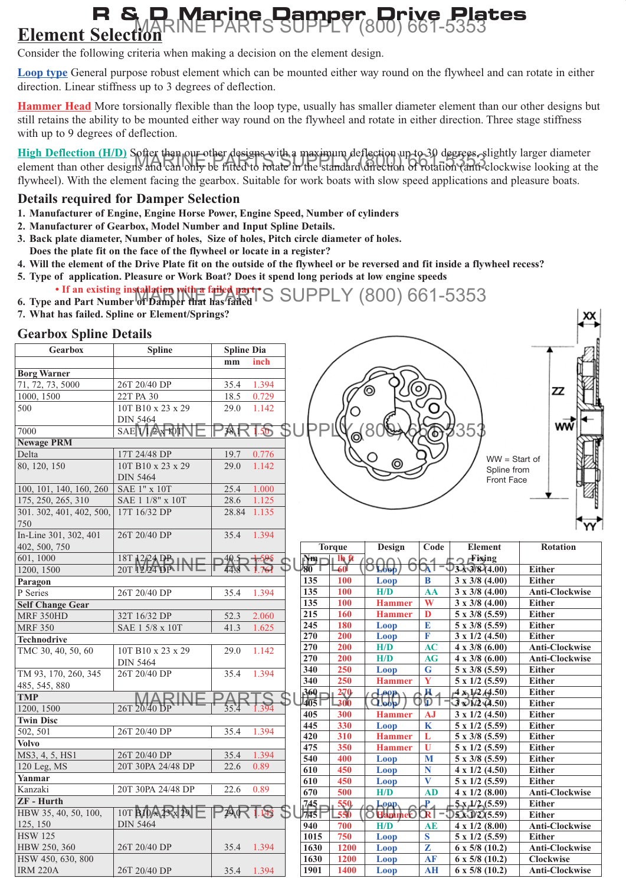# R & D Marine Damper Drive Plates

## Element Selection

Consider the following criteria when making a decision on the element design.

**Loop type** General purpose robust element which can be mounted either way round on the flywheel and can rotate in either direction. Linear stiffness up to 3 degrees of deflection.

**Hammer Head** More torsionally flexible than the loop type, usually has smaller diameter element than our other designs but still retains the ability to be mounted either way round on the flywheel and rotate in either direction. Three stage stiffness with up to 9 degrees of deflection.

**High Deflection (H/D)** Softer than our other designs with a maximum deflection up to 30 degrees, slightly larger diameter element than other designs and can only be fitted to rotate in the standard direction of rotation (anti-clockwise looking at the flywheel). With the element facing the gearbox. Suitable for work boats with slow speed applications and pleasure boats.

## Details required for Damper Selection

1. **Manufacturer of Engine, Engine Horse Power, Engine Speed, Number of cylinders**
2. **Manufacturer of Gearbox, Model Number and Input Spline Details.**
3. **Back plate diameter, Number of holes, Size of holes, Pitch circle diameter of holes.**
   **Does the plate fit on the face of the flywheel or locate in a register?**
4. **Will the element of the Drive Plate fit on the outside of the flywheel or be reversed and fit inside a flywheel recess?**
5. **Type of application. Pleasure or Work Boat? Does it spend long periods at low engine speeds**
   - **If an existing installation with a failed part**
6. **Type and Part Number of Damper that has failed**
7. **What has failed. Spline or Element/Springs?**

## Gearbox Spline Details

| Gearbox | Spline | Spline Dia mm | inch |
|---|---|---|---|
| **Borg Warner** | | | |
| 71, 72, 73, 5000 | 26T 20/40 DP | 35.4 | 1.394 |
| 1000, 1500 | 22T PA 30 | 18.5 | 0.729 |
| 500 | 10T B10 x 23 x 29 DIN 5464 | 29.0 | 1.142 |
| 7000 | SAE 1 1/2 x 10T | 38.1 | 1.50 |
| **Newage PRM** | | | |
| Delta | 17T 24/48 DP | 19.7 | 0.776 |
| 80, 120, 150 | 10T B10 x 23 x 29 DIN 5464 | 29.0 | 1.142 |
| 100, 101, 140, 160, 260 | SAE 1" x 10T | 25.4 | 1.000 |
| 175, 250, 265, 310 | SAE 1 1/8" x 10T | 28.6 | 1.125 |
| 301. 302, 401, 402, 500, 750 | 17T 16/32 DP | 28.84 | 1.135 |
| In-Line 301, 302, 401 402, 500, 750 | 26T 20/40 DP | 35.4 | 1.394 |
| 601, 1000 | 18T 12/24 DP | 40.5 | 1.595 |
| 1200, 1500 | 20T 12/24 DP | 44.8 | 1.764 |
| **Paragon** | | | |
| P Series | 26T 20/40 DP | 35.4 | 1.394 |
| **Self Change Gear** | | | |
| MRF 350HD | 32T 16/32 DP | 52.3 | 2.060 |
| MRF 350 | SAE 1 5/8 x 10T | 41.3 | 1.625 |
| **Technodrive** | | | |
| TMC 30, 40, 50, 60 | 10T B10 x 23 x 29 DIN 5464 | 29.0 | 1.142 |
| TM 93, 170, 260, 345 485, 545, 880 | 26T 20/40 DP | 35.4 | 1.394 |
| **TMP** | | | |
| 1200, 1500 | 26T 20/40 DP | 35.4 | 1.394 |
| **Twin Disc** | | | |
| 502, 501 | 26T 20/40 DP | 35.4 | 1.394 |
| **Volvo** | | | |
| MS3, 4, 5, HS1 | 26T 20/40 DP | 35.4 | 1.394 |
| 120 Leg, MS | 20T 30PA 24/48 DP | 22.6 | 0.89 |
| **Yanmar** | | | |
| Kanzaki | 20T 30PA 24/48 DP | 22.6 | 0.89 |
| **ZF - Hurth** | | | |
| HBW 35, 40, 50, 100, 125, 150 | 10T B10 x 23 x 29 DIN 5464 | 29.0 | 1.142 |
| HSW 125 HBW 250, 360 | 26T 20/40 DP | 35.4 | 1.394 |
| HSW 450, 630, 800 IRM 220A | 26T 20/40 DP | 35.4 | 1.394 |

XX
ZZ
WW
YY
WW = Start of Spline from Front Face

| Torque Nm | lb ft | Design | Code | Element Fixing | Rotation |
|---|---|---|---|---|---|
| 80 | 60 | Loop | A | 3 x 3/8 (4.00) | Either |
| 135 | 100 | Loop | B | 3 x 3/8 (4.00) | Either |
| 135 | 100 | H/D | AA | 3 x 3/8 (4.00) | Anti-Clockwise |
| 135 | 100 | Hammer | W | 3 x 3/8 (4.00) | Either |
| 215 | 160 | Hammer | D | 3 x 3/8 (4.00) | Either |
| 245 | 180 | Loop | E | 5 x 3/8 (5.59) | Either |
| 270 | 200 | Loop | F | 3 x 1/2 (4.50) | Either |
| 270 | 200 | H/D | AC | 4 x 3/8 (6.00) | Anti-Clockwise |
| 270 | 200 | H/D | AG | 4 x 3/8 (6.00) | Anti-Clockwise |
| 340 | 250 | Loop | G | 5 x 3/8 (5.59) | Either |
| 340 | 250 | Hammer | Y | 5 x 1/2 (5.59) | Either |
| 360 | 270 | Loop | H | 4 x 1/2 (4.50) | Either |
| 405 | 300 | Loop | J | 3 x 1/2 (4.50) | Either |
| 405 | 300 | Hammer | AJ | 3 x 1/2 (4.50) | Either |
| 445 | 330 | Loop | K | 5 x 1/2 (5.59) | Either |
| 420 | 310 | Hammer | L | 5 x 3/8 (5.59) | Either |
| 475 | 350 | Hammer | U | 5 x 1/2 (5.59) | Either |
| 540 | 400 | Loop | M | 5 x 3/8 (5.59) | Either |
| 610 | 450 | Loop | N | 4 x 1/2 (4.50) | Either |
| 610 | 450 | Loop | V | 5 x 1/2 (5.59) | Either |
| 670 | 500 | H/D | AD | 4 x 1/2 (8.00) | Anti-Clockwise |
| 745 | 550 | Loop | P | 5 x 1/2 (5.59) | Either |
| 745 | 550 | Hammer | R | 5 x 1/2 (5.59) | Either |
| 940 | 700 | H/D | AE | 4 x 1/2 (8.00) | Anti-Clockwise |
| 1015 | 750 | Loop | S | 5 x 1/2 (5.59) | Either |
| 1630 | 1200 | Loop | Z | 6 x 5/8 (10.2) | Anti-Clockwise |
| 1630 | 1200 | Loop | AF | 6 x 5/8 (10.2) | Clockwise |
| 1901 | 1400 | Loop | AH | 6 x 5/8 (10.2) | Anti-Clockwise |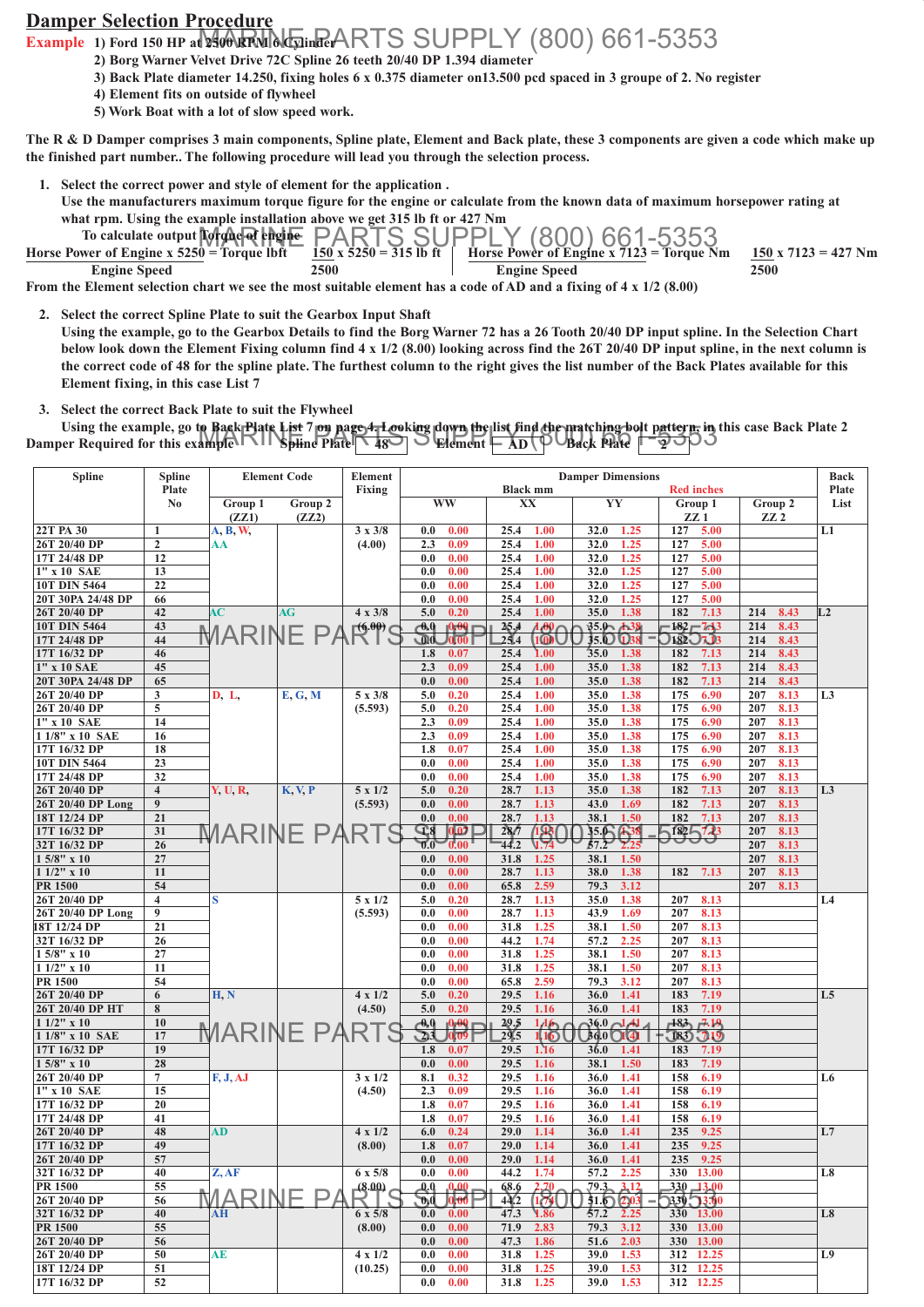# Damper Selection Procedure

**Example**
1) Ford 150 HP at 2500 RPM 6 Cylinder
2) Borg Warner Velvet Drive 72C Spline 26 teeth 20/40 DP 1.394 diameter
3) Back Plate diameter 14.250, fixing holes 6 x 0.375 diameter on13.500 pcd spaced in 3 groupe of 2. No register
4) Element fits on outside of flywheel
5) Work Boat with a lot of slow speed work.

The R & D Damper comprises 3 main components, Spline plate, Element and Back plate, these 3 components are given a code which make up the finished part number.. The following procedure will lead you through the selection process.

1. Select the correct power and style of element for the application .
   Use the manufacturers maximum torque figure for the engine or calculate from the known data of maximum horsepower rating at what rpm. Using the example installation above we get 315 lb ft or 427 Nm

   To calculate output Torque of engine

$$\frac{\text{Horse Power of Engine} \times 5250}{\text{Engine Speed}} = \text{Torque lbft} \qquad \frac{150 \times 5250}{2500} = 315 \text{ lb ft}$$

$$\frac{\text{Horse Power of Engine} \times 7123}{\text{Engine Speed}} = \text{Torque Nm} \qquad \frac{150 \times 7123}{2500} = 427 \text{ Nm}$$

From the Element selection chart we see the most suitable element has a code of AD and a fixing of 4 x 1/2 (8.00)

2. Select the correct Spline Plate to suit the Gearbox Input Shaft
   Using the example, go to the Gearbox Details to find the Borg Warner 72 has a 26 Tooth 20/40 DP input spline. In the Selection Chart below look down the Element Fixing column find 4 x 1/2 (8.00) looking across find the 26T 20/40 DP input spline, in the next column is the correct code of 48 for the spline plate. The furthest column to the right gives the list number of the Back Plates available for this Element fixing, in this case List 7

3. Select the correct Back Plate to suit the Flywheel
   Using the example, go to Back Plate List 7 on page 4. Looking down the list find the matching bolt pattern, in this case Back Plate 2

Damper Required for this example — Spline Plate: **48** — Element: **AD** — Back Plate: **2**

| Spline | Spline Plate No | Element Code Group 1 (ZZ1) | Element Code Group 2 (ZZ2) | Element Fixing | Damper Dimensions (Black mm, Red inches) WW | XX | YY | Group 1 ZZ 1 | Group 2 ZZ 2 | Back Plate List |
|---|---|---|---|---|---|---|---|---|---|---|
| 22T PA 30 | 1 | A, B, W, | | 3 x 3/8 | 0.0 0.00 | 25.4 1.00 | 32.0 1.25 | 127 5.00 | | L1 |
| 26T 20/40 DP | 2 | AA | | (4.00) | 2.3 0.09 | 25.4 1.00 | 32.0 1.25 | 127 5.00 | | |
| 17T 24/48 DP | 12 | | | | 0.0 0.00 | 25.4 1.00 | 32.0 1.25 | 127 5.00 | | |
| 1" x 10 SAE | 13 | | | | 0.0 0.00 | 25.4 1.00 | 32.0 1.25 | 127 5.00 | | |
| 10T DIN 5464 | 22 | | | | 0.0 0.00 | 25.4 1.00 | 32.0 1.25 | 127 5.00 | | |
| 20T 30PA 24/48 DP | 66 | | | | 0.0 0.00 | 25.4 1.00 | 32.0 1.25 | 127 5.00 | | |
| 26T 20/40 DP | 42 | AC | AG | 4 x 3/8 | 5.0 0.20 | 25.4 1.00 | 35.0 1.38 | 182 7.13 | 214 8.43 | L2 |
| 10T DIN 5464 | 43 | | | (6.00) | 0.0 0.00 | 25.4 1.00 | 35.0 1.38 | 182 7.13 | 214 8.43 | |
| 17T 24/48 DP | 44 | | | | 0.0 0.00 | 25.4 1.00 | 35.0 1.38 | 182 7.13 | 214 8.43 | |
| 17T 16/32 DP | 46 | | | | 1.8 0.07 | 25.4 1.00 | 35.0 1.38 | 182 7.13 | 214 8.43 | |
| 1" x 10 SAE | 45 | | | | 2.3 0.09 | 25.4 1.00 | 35.0 1.38 | 182 7.13 | 214 8.43 | |
| 20T 30PA 24/48 DP | 65 | | | | 0.0 0.00 | 25.4 1.00 | 35.0 1.38 | 182 7.13 | 214 8.43 | |
| 26T 20/40 DP | 3 | D, L, | E, G, M | 5 x 3/8 | 5.0 0.20 | 25.4 1.00 | 35.0 1.38 | 175 6.90 | 207 8.13 | L3 |
| 26T 20/40 DP | 5 | | | (5.593) | 5.0 0.20 | 25.4 1.00 | 35.0 1.38 | 175 6.90 | 207 8.13 | |
| 1" x 10 SAE | 14 | | | | 2.3 0.09 | 25.4 1.00 | 35.0 1.38 | 175 6.90 | 207 8.13 | |
| 1 1/8" x 10 SAE | 16 | | | | 2.3 0.09 | 25.4 1.00 | 35.0 1.38 | 175 6.90 | 207 8.13 | |
| 17T 16/32 DP | 18 | | | | 1.8 0.07 | 25.4 1.00 | 35.0 1.38 | 175 6.90 | 207 8.13 | |
| 10T DIN 5464 | 23 | | | | 0.0 0.00 | 25.4 1.00 | 35.0 1.38 | 175 6.90 | 207 8.13 | |
| 17T 24/48 DP | 32 | | | | 0.0 0.00 | 25.4 1.00 | 35.0 1.38 | 175 6.90 | 207 8.13 | |
| 26T 20/40 DP | 4 | Y, U, R, | K, V, P | 5 x 1/2 | 5.0 0.20 | 28.7 1.13 | 35.0 1.38 | 182 7.13 | 207 8.13 | L3 |
| 26T 20/40 DP Long | 9 | | | (5.593) | 0.0 0.00 | 28.7 1.13 | 43.0 1.69 | 182 7.13 | 207 8.13 | |
| 18T 12/24 DP | 21 | | | | 0.0 0.00 | 28.7 1.13 | 38.1 1.50 | 182 7.13 | 207 8.13 | |
| 17T 16/32 DP | 31 | | | | 1.8 0.07 | 28.7 1.13 | 35.0 1.38 | 182 7.13 | 207 8.13 | |
| 32T 16/32 DP | 26 | | | | 0.0 0.00 | 44.2 1.74 | 57.2 2.25 | | 207 8.13 | |
| 1 5/8" x 10 | 27 | | | | 0.0 0.00 | 31.8 1.25 | 38.1 1.50 | | 207 8.13 | |
| 1 1/2" x 10 | 11 | | | | 0.0 0.00 | 28.7 1.13 | 38.0 1.38 | 182 7.13 | 207 8.13 | |
| PR 1500 | 54 | | | | 0.0 0.00 | 65.8 2.59 | 79.3 3.12 | | 207 8.13 | |
| 26T 20/40 DP | 4 | S | | 5 x 1/2 | 5.0 0.20 | 28.7 1.13 | 35.0 1.38 | 207 8.13 | | L4 |
| 26T 20/40 DP Long | 9 | | | (5.593) | 0.0 0.00 | 28.7 1.13 | 43.9 1.69 | 207 8.13 | | |
| 18T 12/24 DP | 21 | | | | 0.0 0.00 | 31.8 1.25 | 38.1 1.50 | 207 8.13 | | |
| 32T 16/32 DP | 26 | | | | 0.0 0.00 | 44.2 1.74 | 57.2 2.25 | 207 8.13 | | |
| 1 5/8" x 10 | 27 | | | | 0.0 0.00 | 31.8 1.25 | 38.1 1.50 | 207 8.13 | | |
| 1 1/2" x 10 | 11 | | | | 0.0 0.00 | 31.8 1.25 | 38.1 1.50 | 207 8.13 | | |
| PR 1500 | 54 | | | | 0.0 0.00 | 65.8 2.59 | 79.3 3.12 | 207 8.13 | | |
| 26T 20/40 DP | 6 | H, N | | 4 x 1/2 | 5.0 0.20 | 29.5 1.16 | 36.0 1.41 | 183 7.19 | | L5 |
| 26T 20/40 DP HT | 8 | | | (4.50) | 5.0 0.20 | 29.5 1.16 | 36.0 1.41 | 183 7.19 | | |
| 1 1/2" x 10 | 10 | | | | 0.0 0.00 | 29.5 1.16 | 36.0 1.41 | 183 7.19 | | |
| 1 1/8" x 10 SAE | 17 | | | | 2.3 0.09 | 29.5 1.16 | 36.0 1.41 | 183 7.19 | | |
| 17T 16/32 DP | 19 | | | | 1.8 0.07 | 29.5 1.16 | 36.0 1.41 | 183 7.19 | | |
| 1 5/8" x 10 | 28 | | | | 0.0 0.00 | 29.5 1.16 | 38.1 1.50 | 183 7.19 | | |
| 26T 20/40 DP | 7 | F, J, AJ | | 3 x 1/2 | 8.1 0.32 | 29.5 1.16 | 36.0 1.41 | 158 6.19 | | L6 |
| 1" x 10 SAE | 15 | | | (4.50) | 2.3 0.09 | 29.5 1.16 | 36.0 1.41 | 158 6.19 | | |
| 17T 16/32 DP | 20 | | | | 1.8 0.07 | 29.5 1.16 | 36.0 1.41 | 158 6.19 | | |
| 17T 24/48 DP | 41 | | | | 1.8 0.07 | 29.5 1.16 | 36.0 1.41 | 158 6.19 | | |
| 26T 20/40 DP | 48 | AD | | 4 x 1/2 | 6.0 0.24 | 29.0 1.14 | 36.0 1.41 | 235 9.25 | | L7 |
| 17T 16/32 DP | 49 | | | (8.00) | 1.8 0.07 | 29.0 1.14 | 36.0 1.41 | 235 9.25 | | |
| 26T 20/40 DP | 57 | | | | 0.0 0.00 | 29.0 1.14 | 36.0 1.41 | 235 9.25 | | |
| 32T 16/32 DP | 40 | Z, AF | | 6 x 5/8 | 0.0 0.00 | 44.2 1.74 | 57.2 2.25 | 330 13.00 | | L8 |
| PR 1500 | 55 | | | (8.00) | 0.0 0.00 | 68.6 2.70 | 79.3 3.12 | 330 13.00 | | |
| 26T 20/40 DP | 56 | | | | 0.0 0.00 | 44.2 1.74 | 51.6 2.03 | 330 13.00 | | |
| 32T 16/32 DP | 40 | AH | | 6 x 5/8 | 0.0 0.00 | 47.3 1.86 | 57.2 2.25 | 330 13.00 | | L8 |
| PR 1500 | 55 | | | (8.00) | 0.0 0.00 | 71.9 2.83 | 79.3 3.12 | 330 13.00 | | |
| 26T 20/40 DP | 56 | | | | 0.0 0.00 | 47.3 1.86 | 51.6 2.03 | 330 13.00 | | |
| 26T 20/40 DP | 50 | AE | | 4 x 1/2 | 0.0 0.00 | 31.8 1.25 | 39.0 1.53 | 312 12.25 | | L9 |
| 18T 12/24 DP | 51 | | | (10.25) | 0.0 0.00 | 31.8 1.25 | 39.0 1.53 | 312 12.25 | | |
| 17T 16/32 DP | 52 | | | | 0.0 0.00 | 31.8 1.25 | 39.0 1.53 | 312 12.25 | | |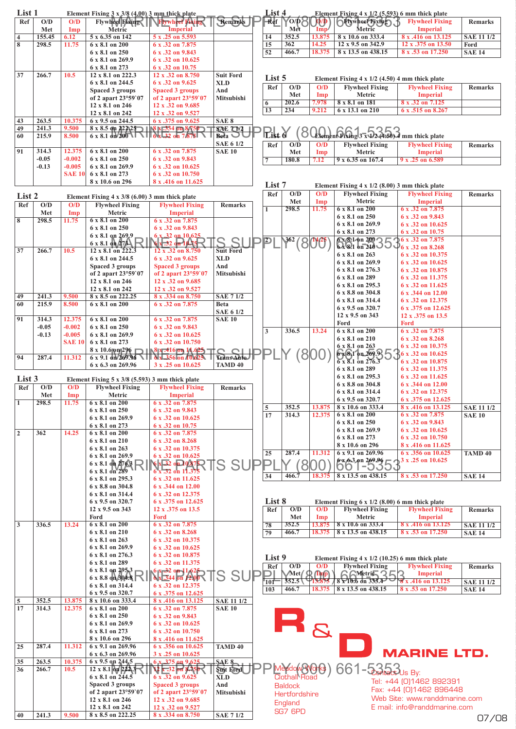## List 1

Element Fixing 3 x 3/8 (4.00) 3 mm thick plate

| Ref | O/D Met | O/D Imp | Flywheel Fixing Metric | Flywheel Fixing Imperial | Remarks |
|---|---|---|---|---|---|
| 4 | 155.45 | 6.12 | 5 x 6.35 on 142 | 5 x .25 on 5.593 | |
| 8 | 298.5 | 11.75 | 6 x 8.1 on 200<br>6 x 8.1 on 250<br>6 x 8.1 on 269.9<br>6 x 8.1 on 273 | 6 x .32 on 7.875<br>6 x .32 on 9.843<br>6 x .32 on 10.625<br>6 x .32 on 10.75 | |
| 37 | 266.7 | 10.5 | 12 x 8.1 on 222.3<br>6 x 8.1 on 244.5<br>Spaced 3 groups<br>of 2 apart 23°59`07<br>12 x 8.1 on 246<br>12 x 8.1 on 242 | 12 x .32 on 8.750<br>6 x .32 on 9.625<br>Spaced 3 groups<br>of 2 apart 23°59`07<br>12 x .32 on 9.685<br>12 x .32 on 9.527 | Suit Ford<br>XLD<br>And<br>Mitsubishi |
| 43 | 263.5 | 10.375 | 6 x 9.5 on 244.5 | 6 x .375 on 9.625 | SAE 8 |
| 49 | 241.3 | 9.500 | 8 x 8.5 on 222.25 | 8 x .334 on 8.750 | SAE 7 1/2 |
| 60 | 215.9 | 8.500 | 6 x 8.1 on 200 | 6 x .32 on 7.875 | Beta<br>SAE 6 1/2 |
| 91 | 314.3<br>-0.05<br>-0.13 | 12.375<br>-0.002<br>-0.005<br>SAE 10 | 6 x 8.1 on 200<br>6 x 8.1 on 250<br>6 x 8.1 on 269.9<br>6 x 8.1 on 273<br>8 x 10.6 on 296 | 6 x .32 on 7.875<br>6 x .32 on 9.843<br>6 x .32 on 10.625<br>6 x .32 on 10.750<br>8 x .416 on 11.625 | SAE 10 |

## List 2

Element Fixing 4 x 3/8 (6.00) 3 mm thick plate

| Ref | O/D Met | O/D Imp | Flywheel Fixing Metric | Flywheel Fixing Imperial | Remarks |
|---|---|---|---|---|---|
| 8 | 298.5 | 11.75 | 6 x 8.1 on 200<br>6 x 8.1 on 250<br>6 x 8.1 on 269.9<br>6 x 8.1 on 273 | 6 x .32 on 7.875<br>6 x .32 on 9.843<br>6 x .32 on 10.625<br>6 x .32 on 10.75 | |
| 37 | 266.7 | 10.5 | 12 x 8.1 on 222.3<br>6 x 8.1 on 244.5<br>Spaced 3 groups<br>of 2 apart 23°59`07<br>12 x 8.1 on 246<br>12 x 8.1 on 242 | 12 x .32 on 8.750<br>6 x .32 on 9.625<br>Spaced 3 groups<br>of 2 apart 23°59`07<br>12 x .32 on 9.685<br>12 x .32 on 9.527 | Suit Ford<br>XLD<br>And<br>Mitsubishi |
| 49 | 241.3 | 9.500 | 8 x 8.5 on 222.25 | 8 x .334 on 8.750 | SAE 7 1/2 |
| 60 | 215.9 | 8.500 | 6 x 8.1 on 200 | 6 x .32 on 7.875 | Beta<br>SAE 6 1/2 |
| 91 | 314.3<br>-0.05<br>-0.13 | 12.375<br>-0.002<br>-0.005<br>SAE 10 | 6 x 8.1 on 200<br>6 x 8.1 on 250<br>6 x 8.1 on 269.9<br>6 x 8.1 on 273<br>8 x 10.6 on 296 | 6 x .32 on 7.875<br>6 x .32 on 9.843<br>6 x .32 on 10.625<br>6 x .32 on 10.750<br>8 x .416 on 11.625 | SAE 10 |
| 94 | 287.4 | 11.312 | 6 x 9.1 on 269.96<br>6 x 6.3 on 269.96 | 6 x .356 on 10.625<br>3 x .25 on 10.625 | Trans Auto<br>TAMD 40 |

## List 3

Element Fixing 5 x 3/8 (5.593) 3 mm thick plate

| Ref | O/D Met | O/D Imp | Flywheel Fixing Metric | Flywheel Fixing Imperial | Remarks |
|---|---|---|---|---|---|
| 1 | 298.5 | 11.75 | 6 x 8.1 on 200<br>6 x 8.1 on 250<br>6 x 8.1 on 269.9<br>6 x 8.1 on 273 | 6 x .32 on 7.875<br>6 x .32 on 9.843<br>6 x .32 on 10.625<br>6 x .32 on 10.75 | |
| 2 | 362 | 14.25 | 6 x 8.1 on 200<br>6 x 8.1 on 210<br>6 x 8.1 on 263<br>6 x 8.1 on 269.9<br>6 x 8.1 on 276.3<br>6 x 8.1 on 289<br>6 x 8.1 on 295.3<br>6 x 8.8 on 304.8<br>6 x 8.1 on 314.4<br>6 x 9.5 on 320.7<br>12 x 9.5 on 343<br>Ford | 6 x .32 on 7.875<br>6 x .32 on 8.268<br>6 x .32 on 10.375<br>6 x .32 on 10.625<br>6 x .32 on 10.875<br>6 x .32 on 11.375<br>6 x .32 on 11.625<br>6 x .344 on 12.00<br>6 x .32 on 12.375<br>6 x .375 on 12.625<br>12 x .375 on 13.5<br>Ford | |
| 3 | 336.5 | 13.24 | 6 x 8.1 on 200<br>6 x 8.1 on 210<br>6 x 8.1 on 263<br>6 x 8.1 on 269.9<br>6 x 8.1 on 276.3<br>6 x 8.1 on 289<br>6 x 8.1 on 295.3<br>6 x 8.8 on 304.8<br>6 x 8.1 on 314.4<br>6 x 9.5 on 320.7 | 6 x .32 on 7.875<br>6 x .32 on 8.268<br>6 x .32 on 10.375<br>6 x .32 on 10.625<br>6 x .32 on 10.875<br>6 x .32 on 11.375<br>6 x .32 on 11.625<br>6 x .344 on 12.00<br>6 x .32 on 12.375<br>6 x .375 on 12.625 | |
| 5 | 352.5 | 13.875 | 8 x 10.6 on 333.4 | 8 x .416 on 13.125 | SAE 11 1/2 |
| 17 | 314.3 | 12.375 | 6 x 8.1 on 200<br>6 x 8.1 on 250<br>6 x 8.1 on 269.9<br>6 x 8.1 on 273<br>8 x 10.6 on 296 | 6 x .32 on 7.875<br>6 x .32 on 9.843<br>6 x .32 on 10.625<br>6 x .32 on 10.750<br>8 x .416 on 11.625 | SAE 10 |
| 25 | 287.4 | 11.312 | 6 x 9.1 on 269.96<br>6 x 6.3 on 269.96 | 6 x .356 on 10.625<br>3 x .25 on 10.625 | TAMD 40 |
| 35 | 263.5 | 10.375 | 6 x 9.5 on 244.5 | 6 x .375 on 9.625 | SAE 8 |
| 36 | 266.7 | 10.5 | 12 x 8.1 on 222.3<br>6 x 8.1 on 244.5<br>Spaced 3 groups<br>of 2 apart 23°59`07<br>12 x 8.1 on 246<br>12 x 8.1 on 242 | 12 x .32 on 8.750<br>6 x .32 on 9.625<br>Spaced 3 groups<br>of 2 apart 23°59`07<br>12 x .32 on 9.685<br>12 x .32 on 9.527 | Suit Ford<br>XLD<br>And<br>Mitsubishi |
| 40 | 241.3 | 9.500 | 8 x 8.5 on 222.25 | 8 x .334 on 8.750 | SAE 7 1/2 |

## List 4

Element Fixing 4 x 1/2 (5.593) 6 mm thick plate

| Ref | O/D Met | O/D Imp | Flywheel Fixing Metric | Flywheel Fixing Imperial | Remarks |
|---|---|---|---|---|---|
| 14 | 352.5 | 13.875 | 8 x 10.6 on 333.4 | 8 x .416 on 13.125 | SAE 11 1/2 |
| 15 | 362 | 14.25 | 12 x 9.5 on 342.9 | 12 x .375 on 13.50 | Ford |
| 52 | 466.7 | 18.375 | 8 x 13.5 on 438.15 | 8 x .53 on 17.250 | SAE 14 |

## List 5

Element Fixing 4 x 1/2 (4.50) 4 mm thick plate

| Ref | O/D Met | O/D Imp | Flywheel Fixing Metric | Flywheel Fixing Imperial | Remarks |
|---|---|---|---|---|---|
| 6 | 202.6 | 7.978 | 8 x 8.1 on 181 | 8 x .32 on 7.125 | |
| 13 | 234 | 9.212 | 6 x 13.1 on 210 | 6 x .515 on 8.267 | |

## List 6

Element Fixing 3 x 1/2 (4.50) 4 mm thick plate

| Ref | O/D Met | O/D Imp | Flywheel Fixing Metric | Flywheel Fixing Imperial | Remarks |
|---|---|---|---|---|---|
| 7 | 180.8 | 7.12 | 9 x 6.35 on 167.4 | 9 x .25 on 6.589 | |

## List 7

Element Fixing 4 x 1/2 (8.00) 3 mm thick plate

| Ref | O/D Met | O/D Imp | Flywheel Fixing Metric | Flywheel Fixing Imperial | Remarks |
|---|---|---|---|---|---|
| 1 | 298.5 | 11.75 | 6 x 8.1 on 200<br>6 x 8.1 on 250<br>6 x 8.1 on 269.9<br>6 x 8.1 on 273 | 6 x .32 on 7.875<br>6 x .32 on 9.843<br>6 x .32 on 10.625<br>6 x .32 on 10.75 | |
| 2 | 362 | 14.25 | 6 x 8.1 on 200<br>6 x 8.1 on 210<br>6 x 8.1 on 263<br>6 x 8.1 on 269.9<br>6 x 8.1 on 276.3<br>6 x 8.1 on 289<br>6 x 8.1 on 295.3<br>6 x 8.8 on 304.8<br>6 x 8.1 on 314.4<br>6 x 9.5 on 320.7<br>12 x 9.5 on 343<br>Ford | 6 x .32 on 7.875<br>6 x .32 on 8.268<br>6 x .32 on 10.375<br>6 x .32 on 10.625<br>6 x .32 on 10.875<br>6 x .32 on 11.375<br>6 x .32 on 11.625<br>6 x .344 on 12.00<br>6 x .32 on 12.375<br>6 x .375 on 12.625<br>12 x .375 on 13.5<br>Ford | |
| 3 | 336.5 | 13.24 | 6 x 8.1 on 200<br>6 x 8.1 on 210<br>6 x 8.1 on 263<br>6 x 8.1 on 269.9<br>6 x 8.1 on 276.3<br>6 x 8.1 on 289<br>6 x 8.1 on 295.3<br>6 x 8.8 on 304.8<br>6 x 8.1 on 314.4<br>6 x 9.5 on 320.7 | 6 x .32 on 7.875<br>6 x .32 on 8.268<br>6 x .32 on 10.375<br>6 x .32 on 10.625<br>6 x .32 on 10.875<br>6 x .32 on 11.375<br>6 x .32 on 11.625<br>6 x .344 on 12.00<br>6 x .32 on 12.375<br>6 x .375 on 12.625 | |
| 5 | 352.5 | 13.875 | 8 x 10.6 on 333.4 | 8 x .416 on 13.125 | SAE 11 1/2 |
| 17 | 314.3 | 12.375 | 6 x 8.1 on 200<br>6 x 8.1 on 250<br>6 x 8.1 on 269.9<br>6 x 8.1 on 273<br>8 x 10.6 on 296 | 6 x .32 on 7.875<br>6 x .32 on 9.843<br>6 x .32 on 10.625<br>6 x .32 on 10.750<br>8 x .416 on 11.625 | SAE 10 |
| 25 | 287.4 | 11.312 | 6 x 9.1 on 269.96<br>6 x 6.3 on 269.96 | 6 x .356 on 10.625<br>3 x .25 on 10.625 | TAMD 40 |
| 34 | 466.7 | 18.375 | 8 x 13.5 on 438.15 | 8 x .53 on 17.250 | SAE 14 |

## List 8

Element Fixing 6 x 1/2 (8.00) 6 mm thick plate

| Ref | O/D Met | O/D Imp | Flywheel Fixing Metric | Flywheel Fixing Imperial | Remarks |
|---|---|---|---|---|---|
| 78 | 352.5 | 13.875 | 8 x 10.6 on 333.4 | 8 x .416 on 13.125 | SAE 11 1/2 |
| 79 | 466.7 | 18.375 | 8 x 13.5 on 438.15 | 8 x .53 on 17.250 | SAE 14 |

## List 9

Element Fixing 4 x 1/2 (10.25) 6 mm thick plate

| Ref | O/D Met | O/D Imp | Flywheel Fixing Metric | Flywheel Fixing Imperial | Remarks |
|---|---|---|---|---|---|
| 101 | 352.5 | 13.875 | 8 x 10.6 on 333.4 | 8 x .416 on 13.125 | SAE 11 1/2 |
| 103 | 466.7 | 18.375 | 8 x 13.5 on 438.15 | 8 x .53 on 17.250 | SAE 14 |

**R & D MARINE LTD.**

Meadow Works
Clothall Road
Baldock
Hertfordshire
England
SG7 6PD

Contact Us By:
Tel: +44 (0)1462 892391
Fax: +44 (0)1462 896448
Web Site: www.randdmarine.com
E mail: info@randdmarine.com

07/08